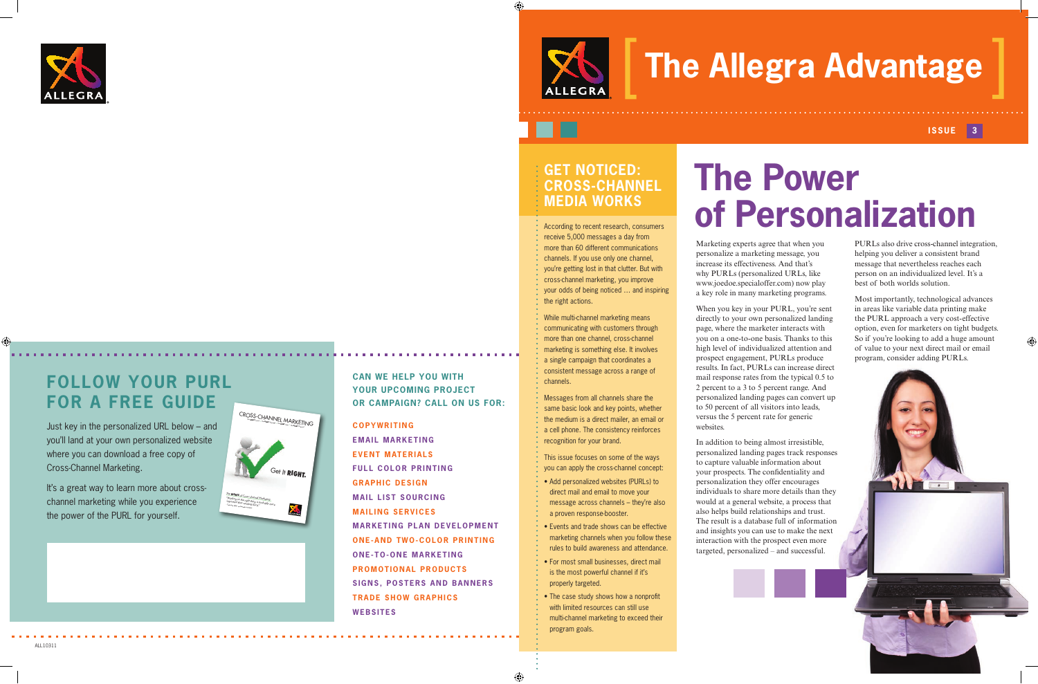ALLEGRA

# The Allegra Advantage

ISSUE 3

## GET NOTICED: CROSS-CHANNEL MEDIA WORKS

According to recent research, consumers receive 5,000 messages a day from more than 60 different communications channels. If you use only one channel, you're getting lost in that clutter. But with cross-channel marketing, you improve your odds of being noticed … and inspiring the right actions.

While multi-channel marketing means communicating with customers through more than one channel, cross-channel marketing is something else. It involves a single campaign that coordinates a consistent message across a range of channels.

Messages from all channels share the same basic look and key points, whether the medium is a direct mailer, an email or a cell phone. The consistency reinforces recognition for your brand.

This issue focuses on some of the ways you can apply the cross-channel concept:

- Add personalized websites (PURLs) to direct mail and email to move your message across channels – they're also a proven response-booster.
- Events and trade shows can be effective marketing channels when you follow these rules to build awareness and attendance.
- For most small businesses, direct mail is the most powerful channel if it's properly targeted.
- The case study shows how a nonprofit with limited resources can still use multi-channel marketing to exceed their program goals.

# The Power of Personalization

Marketing experts agree that when you personalize a marketing message, you increase its effectiveness. And that's why PURLs (personalized URLs, like www.joedoe.specialoffer.com) now play a key role in many marketing programs.

When you key in your PURL, you're sent directly to your own personalized landing page, where the marketer interacts with you on a one-to-one basis. Thanks to this high level of individualized attention and prospect engagement, PURLs produce results. In fact, PURLs can increase direct mail response rates from the typical 0.5 to 2 percent to a 3 to 5 percent range. And personalized landing pages can convert up to 50 percent of all visitors into leads, versus the 5 percent rate for generic websites.

In addition to being almost irresistible, personalized landing pages track responses to capture valuable information about your prospects. The confidentiality and personalization they offer encourages individuals to share more details than they would at a general website, a process that also helps build relationships and trust. The result is a database full of information and insights you can use to make the next interaction with the prospect even more targeted, personalized – and successful.

PURLs also drive cross-channel integration, helping you deliver a consistent brand message that nevertheless reaches each person on an individualized level. It's a best of both worlds solution.

Most importantly, technological advances in areas like variable data printing make the PURL approach a very cost-effective option, even for marketers on tight budgets. So if you're looking to add a huge amount of value to your next direct mail or email program, consider adding PURLs.

## FOLLOW YOUR PURL FOR A FREE GUIDE

Just key in the personalized URL below – and you'll land at your own personalized website where you can download a free copy of Cross-Channel Marketing.

It's a great way to learn more about cross-channel marketing while you experience the power of the PURL for yourself.

CROSS-CHANNEL MARKETING

Get It RIGHT.

## CAN WE HELP YOU WITH YOUR UPCOMING PROJECT OR CAMPAIGN? CALL ON US FOR:

- COPYWRITING
- EMAIL MARKETING
- EVENT MATERIALS
- FULL COLOR PRINTING
- GRAPHIC DESIGN
- MAIL LIST SOURCING
- MAILING SERVICES
- MARKETING PLAN DEVELOPMENT
- ONE-AND TWO-COLOR PRINTING
- ONE-TO-ONE MARKETING
- PROMOTIONAL PRODUCTS
- SIGNS, POSTERS AND BANNERS
- TRADE SHOW GRAPHICS
- WEBSITES

ALL10311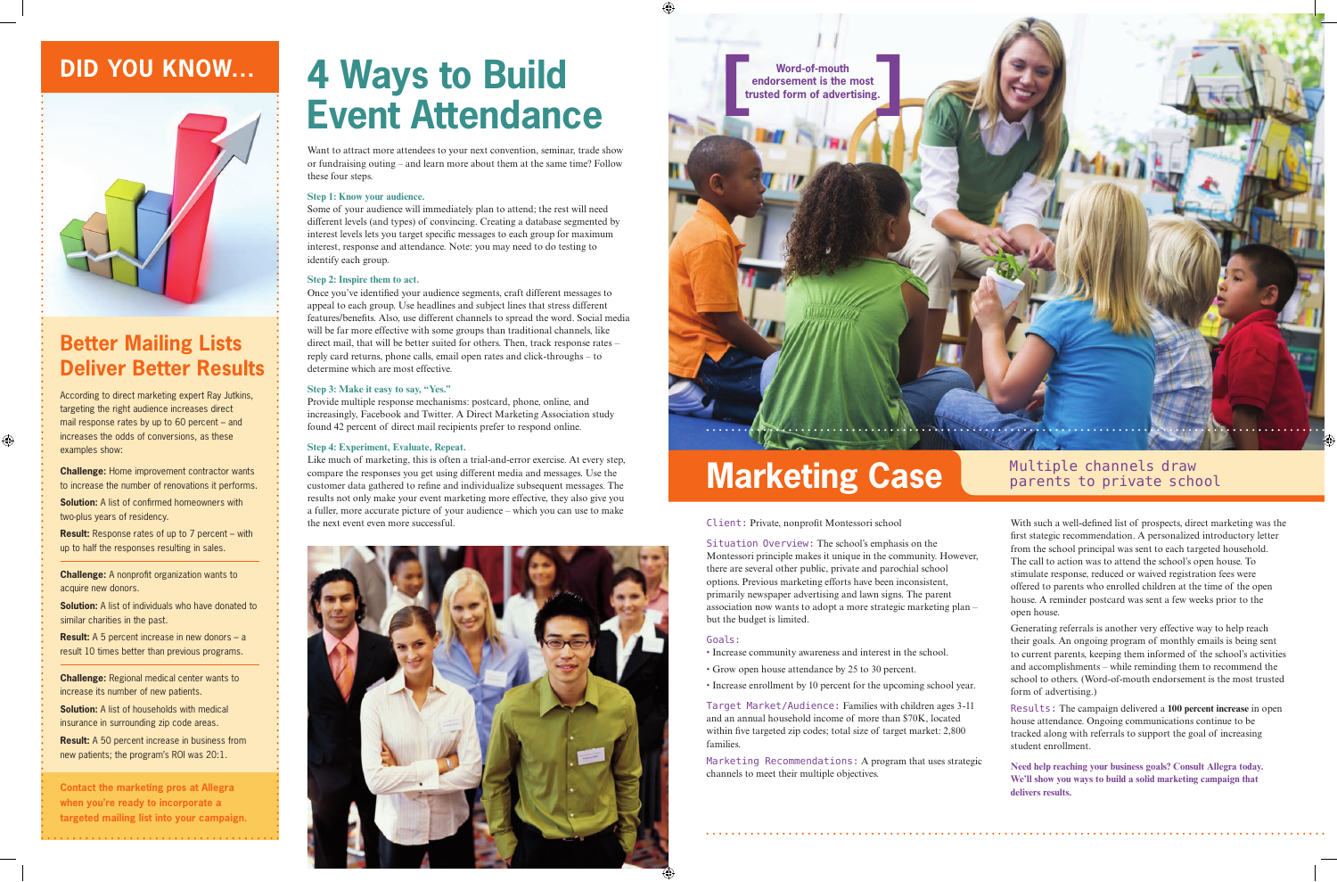# DID YOU KNOW...

## Better Mailing Lists Deliver Better Results

According to direct marketing expert Ray Jutkins, targeting the right audience increases direct mail response rates by up to 60 percent – and increases the odds of conversions, as these examples show:

**Challenge:** Home improvement contractor wants to increase the number of renovations it performs.

**Solution:** A list of confirmed homeowners with two-plus years of residency.

**Result:** Response rates of up to 7 percent – with up to half the responses resulting in sales.

**Challenge:** A nonprofit organization wants to acquire new donors.

**Solution:** A list of individuals who have donated to similar charities in the past.

**Result:** A 5 percent increase in new donors – a result 10 times better than previous programs.

**Challenge:** Regional medical center wants to increase its number of new patients.

**Solution:** A list of households with medical insurance in surrounding zip code areas.

**Result:** A 50 percent increase in business from new patients; the program's ROI was 20:1.

**Contact the marketing pros at Allegra when you're ready to incorporate a targeted mailing list into your campaign.**

# 4 Ways to Build Event Attendance

Want to attract more attendees to your next convention, seminar, trade show or fundraising outing – and learn more about them at the same time? Follow these four steps.

**Step 1: Know your audience.**
Some of your audience will immediately plan to attend; the rest will need different levels (and types) of convincing. Creating a database segmented by interest levels lets you target specific messages to each group for maximum interest, response and attendance. Note: you may need to do testing to identify each group.

**Step 2: Inspire them to act.**
Once you've identified your audience segments, craft different messages to appeal to each group. Use headlines and subject lines that stress different features/benefits. Also, use different channels to spread the word. Social media will be far more effective with some groups than traditional channels, like direct mail, that will be better suited for others. Then, track response rates – reply card returns, phone calls, email open rates and click-throughs – to determine which are most effective.

**Step 3: Make it easy to say, "Yes."**
Provide multiple response mechanisms: postcard, phone, online, and increasingly, Facebook and Twitter. A Direct Marketing Association study found 42 percent of direct mail recipients prefer to respond online.

**Step 4: Experiment, Evaluate, Repeat.**
Like much of marketing, this is often a trial-and-error exercise. At every step, compare the responses you get using different media and messages. Use the customer data gathered to refine and individualize subsequent messages. The results not only make your event marketing more effective, they also give you a fuller, more accurate picture of your audience – which you can use to make the next event even more successful.

[ Word-of-mouth endorsement is the most trusted form of advertising. ]

# Marketing Case

## Multiple channels draw parents to private school

Client: Private, nonprofit Montessori school

Situation Overview: The school's emphasis on the Montessori principle makes it unique in the community. However, there are several other public, private and parochial school options. Previous marketing efforts have been inconsistent, primarily newspaper advertising and lawn signs. The parent association now wants to adopt a more strategic marketing plan – but the budget is limited.

Goals:

- Increase community awareness and interest in the school.
- Grow open house attendance by 25 to 30 percent.
- Increase enrollment by 10 percent for the upcoming school year.

Target Market/Audience: Families with children ages 3-11 and an annual household income of more than $70K, located within five targeted zip codes; total size of target market: 2,800 families.

Marketing Recommendations: A program that uses strategic channels to meet their multiple objectives.

With such a well-defined list of prospects, direct marketing was the first stategic recommendation. A personalized introductory letter from the school principal was sent to each targeted household. The call to action was to attend the school's open house. To stimulate response, reduced or waived registration fees were offered to parents who enrolled children at the time of the open house. A reminder postcard was sent a few weeks prior to the open house.

Generating referrals is another very effective way to help reach their goals. An ongoing program of monthly emails is being sent to current parents, keeping them informed of the school's activities and accomplishments – while reminding them to recommend the school to others. (Word-of-mouth endorsement is the most trusted form of advertising.)

Results: The campaign delivered a **100 percent increase** in open house attendance. Ongoing communications continue to be tracked along with referrals to support the goal of increasing student enrollment.

**Need help reaching your business goals? Consult Allegra today. We'll show you ways to build a solid marketing campaign that delivers results.**